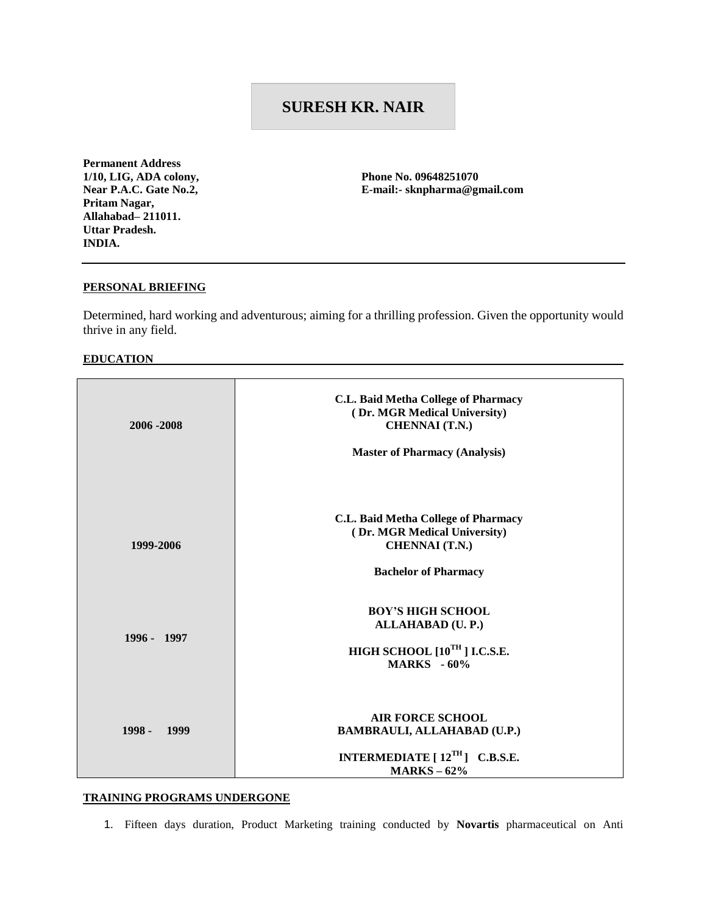# SURESH KR. NAIR

**Permanent Address**
**1/10, LIG, ADA colony,**
**Near P.A.C. Gate No.2,**
**Pritam Nagar,**
**Allahabad– 211011.**
**Uttar Pradesh.**
**INDIA.**

**Phone No. 09648251070**
**E-mail:- sknpharma@gmail.com**

---

## PERSONAL BRIEFING

Determined, hard working and adventurous; aiming for a thrilling profession. Given the opportunity would thrive in any field.

## EDUCATION

| | |
|---|---|
| **2006 -2008** | **C.L. Baid Metha College of Pharmacy** <br> **( Dr. MGR Medical University)** <br> **CHENNAI (T.N.)** <br><br> **Master of Pharmacy (Analysis)** |
| **1999-2006** | **C.L. Baid Metha College of Pharmacy** <br> **( Dr. MGR Medical University)** <br> **CHENNAI (T.N.)** <br><br> **Bachelor of Pharmacy** |
| **1996 - 1997** | **BOY'S HIGH SCHOOL** <br> **ALLAHABAD (U. P.)** <br><br> **HIGH SCHOOL [10TH ] I.C.S.E.** <br> **MARKS - 60%** |
| **1998 - 1999** | **AIR FORCE SCHOOL** <br> **BAMBRAULI, ALLAHABAD (U.P.)** <br><br> **INTERMEDIATE [ 12TH ] C.B.S.E.** <br> **MARKS – 62%** |

## TRAINING PROGRAMS UNDERGONE

1. Fifteen days duration, Product Marketing training conducted by **Novartis** pharmaceutical on Anti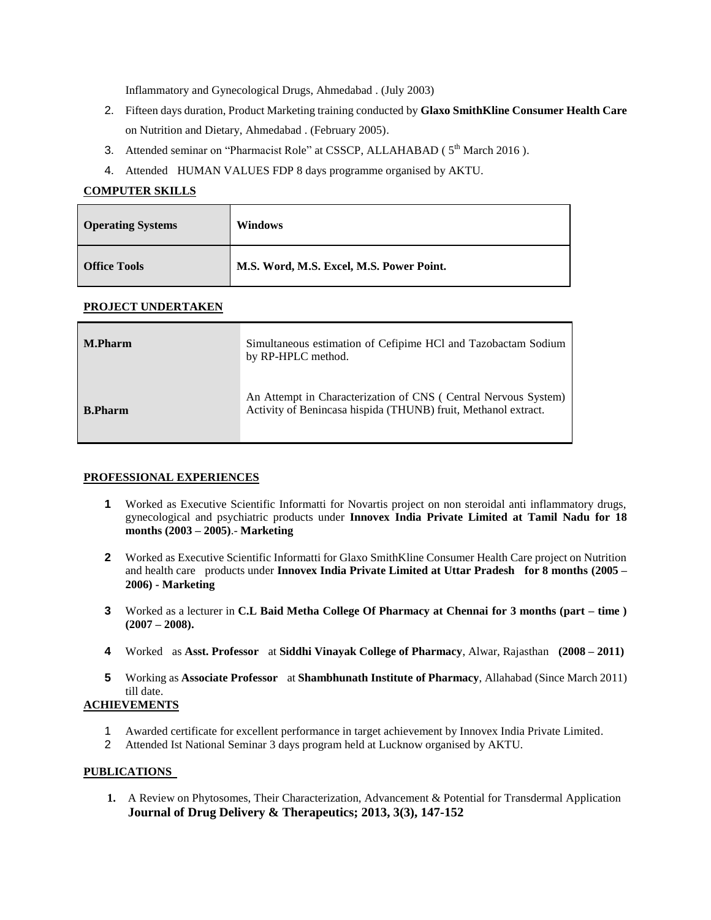Inflammatory and Gynecological Drugs, Ahmedabad . (July 2003)

2. Fifteen days duration, Product Marketing training conducted by **Glaxo SmithKline Consumer Health Care** on Nutrition and Dietary, Ahmedabad . (February 2005).
3. Attended seminar on "Pharmacist Role" at CSSCP, ALLAHABAD ( 5th March 2016 ).
4. Attended HUMAN VALUES FDP 8 days programme organised by AKTU.

## COMPUTER SKILLS

| **Operating Systems** | **Windows** |
|---|---|
| **Office Tools** | **M.S. Word, M.S. Excel, M.S. Power Point.** |

## PROJECT UNDERTAKEN

| **M.Pharm** | Simultaneous estimation of Cefipime HCl and Tazobactam Sodium by RP-HPLC method. |
|---|---|
| **B.Pharm** | An Attempt in Characterization of CNS ( Central Nervous System) Activity of Benincasa hispida (THUNB) fruit, Methanol extract. |

## PROFESSIONAL EXPERIENCES

1. Worked as Executive Scientific Informatti for Novartis project on non steroidal anti inflammatory drugs, gynecological and psychiatric products under **Innovex India Private Limited at Tamil Nadu for 18 months (2003 – 2005)**.- **Marketing**
2. Worked as Executive Scientific Informatti for Glaxo SmithKline Consumer Health Care project on Nutrition and health care products under **Innovex India Private Limited at Uttar Pradesh for 8 months (2005 – 2006) - Marketing**
3. Worked as a lecturer in **C.L Baid Metha College Of Pharmacy at Chennai for 3 months (part – time ) (2007 – 2008).**
4. Worked as **Asst. Professor** at **Siddhi Vinayak College of Pharmacy**, Alwar, Rajasthan **(2008 – 2011)**
5. Working as **Associate Professor** at **Shambhunath Institute of Pharmacy**, Allahabad (Since March 2011) till date.

## ACHIEVEMENTS

1. Awarded certificate for excellent performance in target achievement by Innovex India Private Limited.
2. Attended Ist National Seminar 3 days program held at Lucknow organised by AKTU.

## PUBLICATIONS

1. A Review on Phytosomes, Their Characterization, Advancement & Potential for Transdermal Application **Journal of Drug Delivery & Therapeutics; 2013, 3(3), 147-152**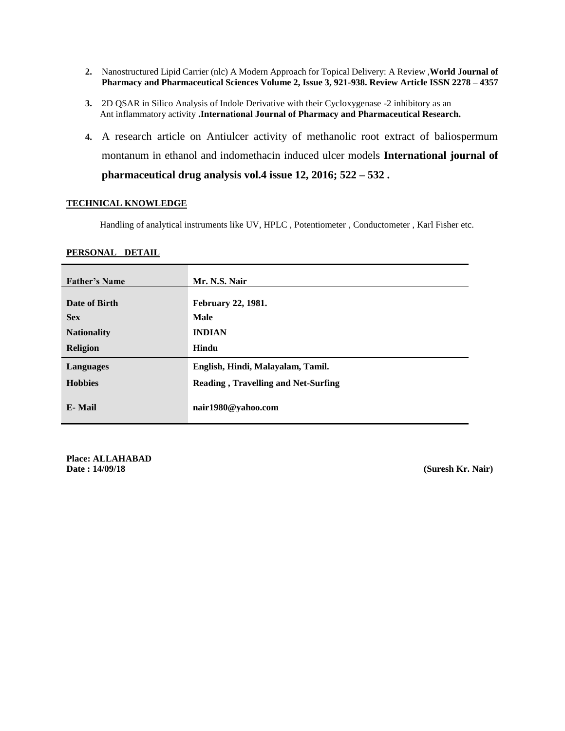2. Nanostructured Lipid Carrier (nlc) A Modern Approach for Topical Delivery: A Review ,**World Journal of Pharmacy and Pharmaceutical Sciences Volume 2, Issue 3, 921-938. Review Article ISSN 2278 – 4357**

3. 2D QSAR in Silico Analysis of Indole Derivative with their Cycloxygenase -2 inhibitory as an Ant inflammatory activity **.International Journal of Pharmacy and Pharmaceutical Research.**

4. A research article on Antiulcer activity of methanolic root extract of baliospermum montanum in ethanol and indomethacin induced ulcer models **International journal of pharmaceutical drug analysis vol.4 issue 12, 2016; 522 – 532 .**

**TECHNICAL KNOWLEDGE**

Handling of analytical instruments like UV, HPLC , Potentiometer , Conductometer , Karl Fisher etc.

**PERSONAL DETAIL**

| | |
|---|---|
| **Father's Name** | **Mr. N.S. Nair** |
| **Date of Birth** | **February 22, 1981.** |
| **Sex** | **Male** |
| **Nationality** | **INDIAN** |
| **Religion** | **Hindu** |
| **Languages** | **English, Hindi, Malayalam, Tamil.** |
| **Hobbies** | **Reading , Travelling and Net-Surfing** |
| **E- Mail** | **nair1980@yahoo.com** |

**Place: ALLAHABAD**
**Date : 14/09/18**

**(Suresh Kr. Nair)**